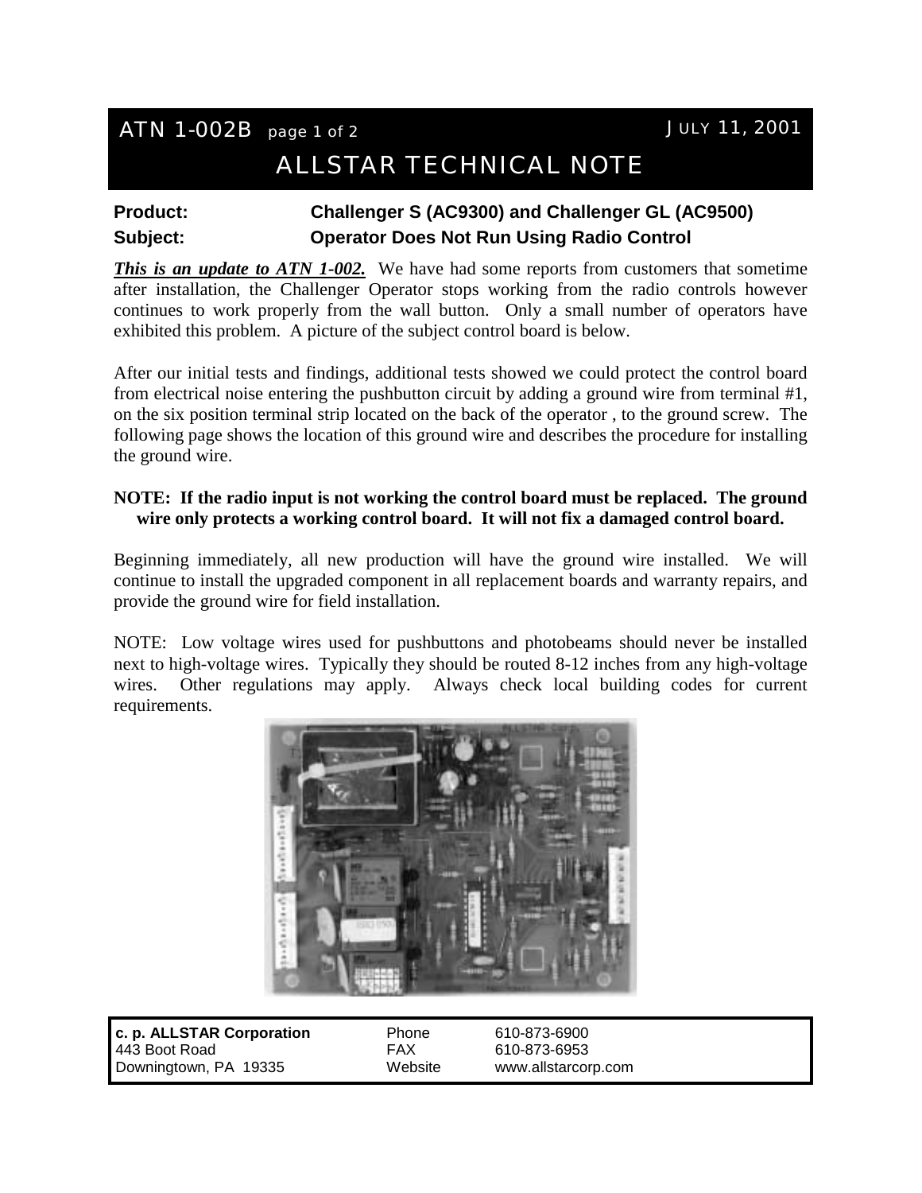# ATN 1-002B

JULY 11, 2001

## ALLSTAR TECHNICAL NOTE

**Product:** **Challenger S (AC9300) and Challenger GL (AC9500)**

**Subject:** **Operator Does Not Run Using Radio Control**

***This is an update to ATN 1-002.*** We have had some reports from customers that sometime after installation, the Challenger Operator stops working from the radio controls however continues to work properly from the wall button. Only a small number of operators have exhibited this problem. A picture of the subject control board is below.

After our initial tests and findings, additional tests showed we could protect the control board from electrical noise entering the pushbutton circuit by adding a ground wire from terminal #1, on the six position terminal strip located on the back of the operator , to the ground screw. The following page shows the location of this ground wire and describes the procedure for installing the ground wire.

**NOTE: If the radio input is not working the control board must be replaced. The ground wire only protects a working control board. It will not fix a damaged control board.**

Beginning immediately, all new production will have the ground wire installed. We will continue to install the upgraded component in all replacement boards and warranty repairs, and provide the ground wire for field installation.

NOTE: Low voltage wires used for pushbuttons and photobeams should never be installed next to high-voltage wires. Typically they should be routed 8-12 inches from any high-voltage wires. Other regulations may apply. Always check local building codes for current requirements.

| **c. p. ALLSTAR Corporation** | Phone | 610-873-6900 |
| --- | --- | --- |
| 443 Boot Road | FAX | 610-873-6953 |
| Downingtown, PA 19335 | Website | www.allstarcorp.com |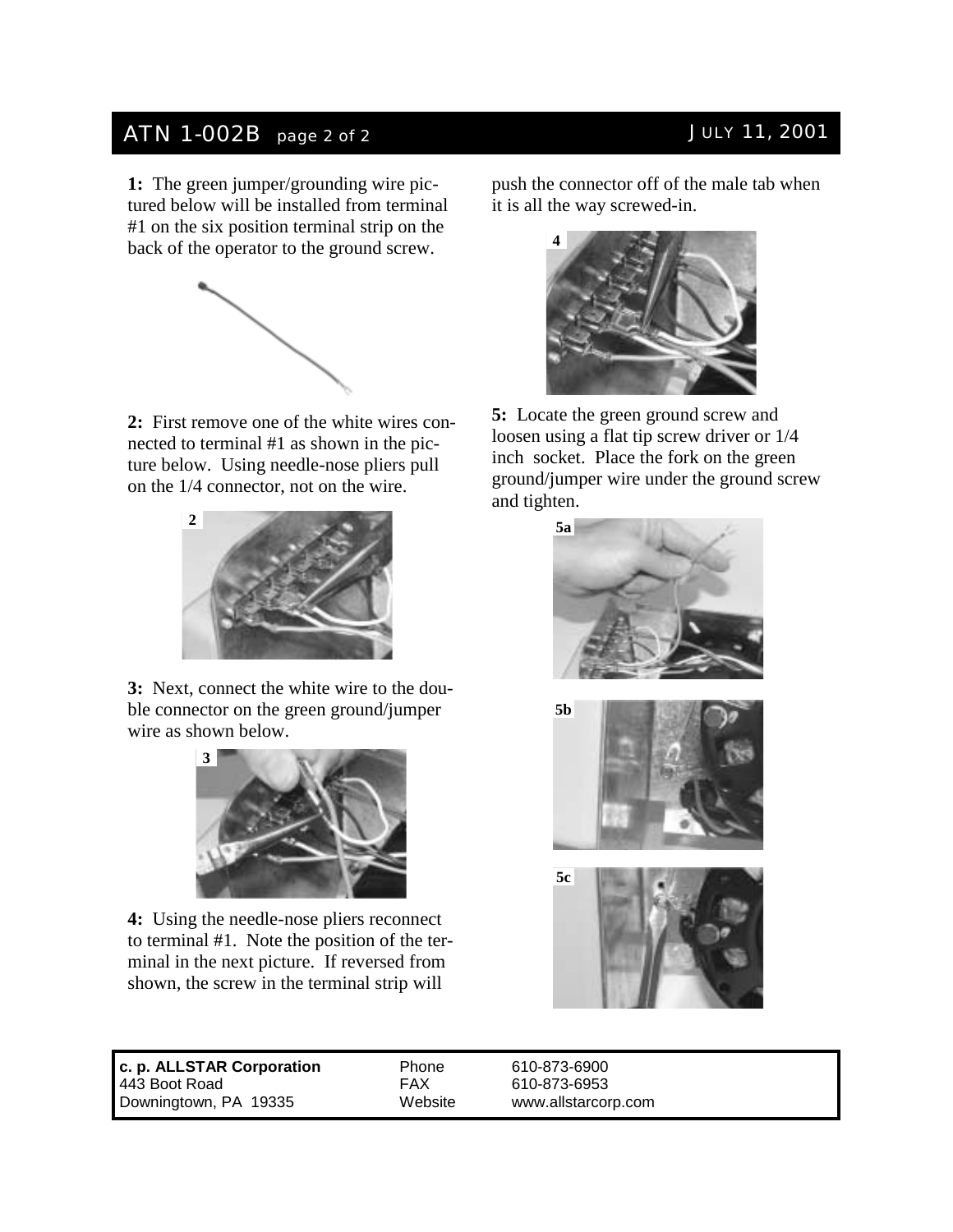**1:** The green jumper/grounding wire pictured below will be installed from terminal #1 on the six position terminal strip on the back of the operator to the ground screw.

**2:** First remove one of the white wires connected to terminal #1 as shown in the picture below. Using needle-nose pliers pull on the 1/4 connector, not on the wire.

2

**3:** Next, connect the white wire to the double connector on the green ground/jumper wire as shown below.

3

**4:** Using the needle-nose pliers reconnect to terminal #1. Note the position of the terminal in the next picture. If reversed from shown, the screw in the terminal strip will push the connector off of the male tab when it is all the way screwed-in.

4

**5:** Locate the green ground screw and loosen using a flat tip screw driver or 1/4 inch socket. Place the fork on the green ground/jumper wire under the ground screw and tighten.

5a

5b

5c

| | | |
|---|---|---|
| **c. p. ALLSTAR Corporation** | Phone | 610-873-6900 |
| 443 Boot Road | FAX | 610-873-6953 |
| Downingtown, PA 19335 | Website | www.allstarcorp.com |